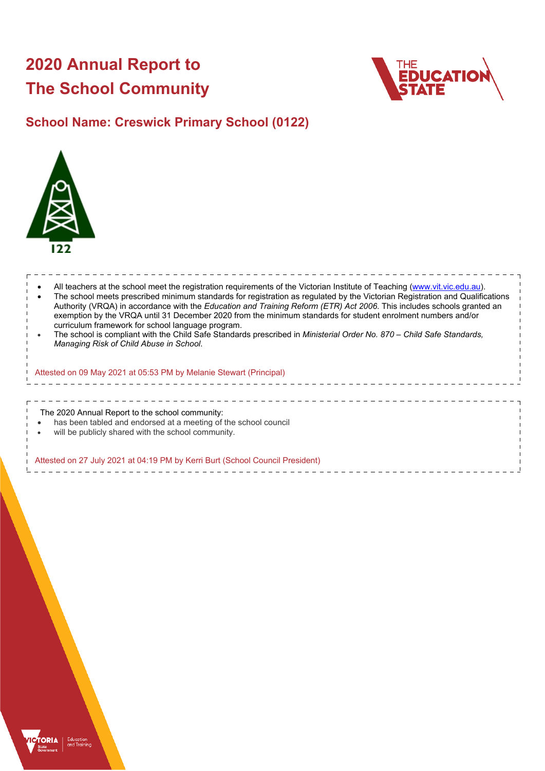# 2020 Annual Report to The School Community

## School Name: Creswick Primary School (0122)

- All teachers at the school meet the registration requirements of the Victorian Institute of Teaching (www.vit.vic.edu.au).
- The school meets prescribed minimum standards for registration as regulated by the Victorian Registration and Qualifications Authority (VRQA) in accordance with the *Education and Training Reform (ETR) Act 2006*. This includes schools granted an exemption by the VRQA until 31 December 2020 from the minimum standards for student enrolment numbers and/or curriculum framework for school language program.
- The school is compliant with the Child Safe Standards prescribed in *Ministerial Order No. 870 – Child Safe Standards, Managing Risk of Child Abuse in School*.

Attested on 09 May 2021 at 05:53 PM by Melanie Stewart (Principal)

The 2020 Annual Report to the school community:

- has been tabled and endorsed at a meeting of the school council
- will be publicly shared with the school community.

Attested on 27 July 2021 at 04:19 PM by Kerri Burt (School Council President)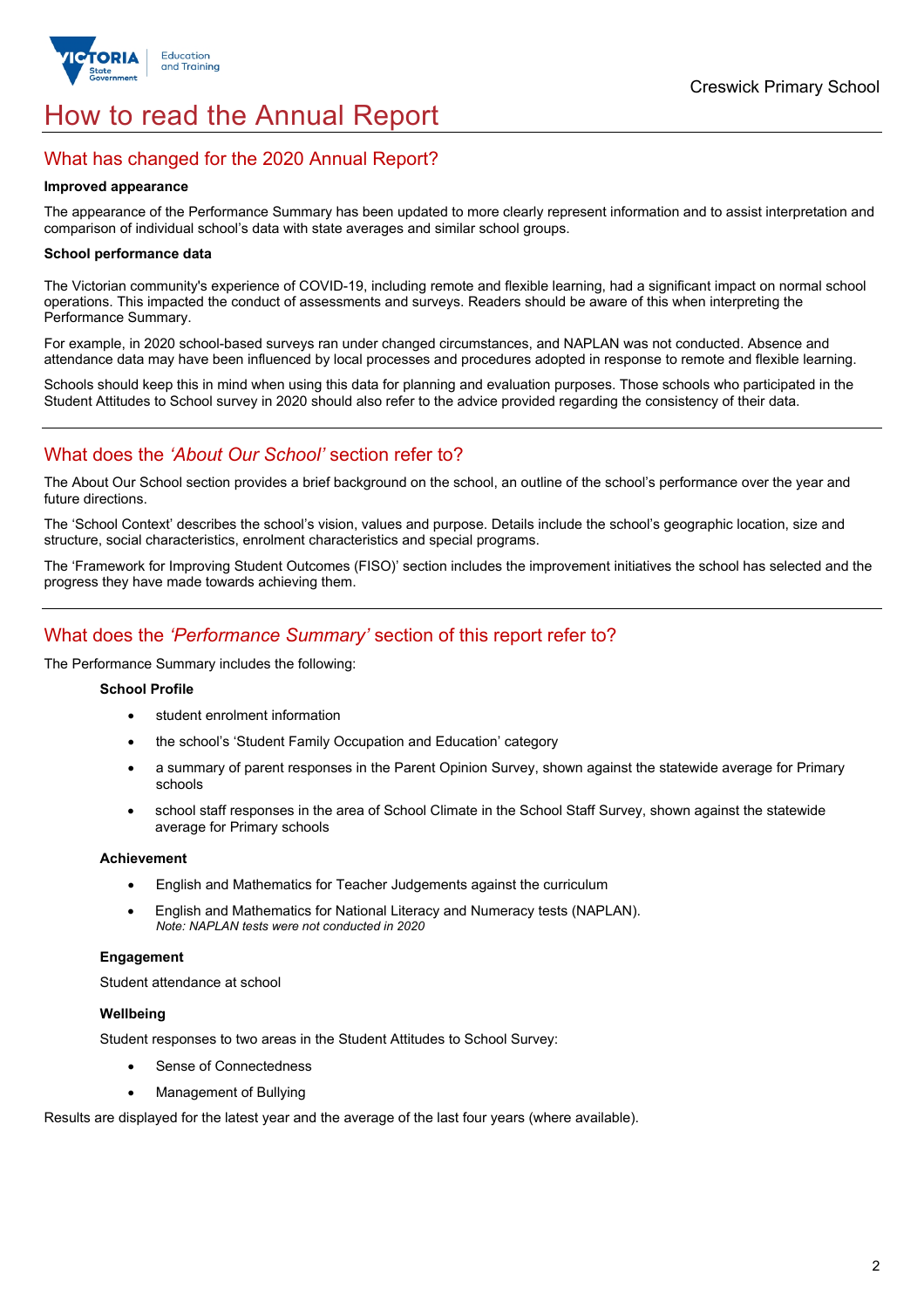# How to read the Annual Report

## What has changed for the 2020 Annual Report?

**Improved appearance**

The appearance of the Performance Summary has been updated to more clearly represent information and to assist interpretation and comparison of individual school's data with state averages and similar school groups.

**School performance data**

The Victorian community's experience of COVID-19, including remote and flexible learning, had a significant impact on normal school operations. This impacted the conduct of assessments and surveys. Readers should be aware of this when interpreting the Performance Summary.

For example, in 2020 school-based surveys ran under changed circumstances, and NAPLAN was not conducted. Absence and attendance data may have been influenced by local processes and procedures adopted in response to remote and flexible learning.

Schools should keep this in mind when using this data for planning and evaluation purposes. Those schools who participated in the Student Attitudes to School survey in 2020 should also refer to the advice provided regarding the consistency of their data.

## What does the *'About Our School'* section refer to?

The About Our School section provides a brief background on the school, an outline of the school's performance over the year and future directions.

The 'School Context' describes the school's vision, values and purpose. Details include the school's geographic location, size and structure, social characteristics, enrolment characteristics and special programs.

The 'Framework for Improving Student Outcomes (FISO)' section includes the improvement initiatives the school has selected and the progress they have made towards achieving them.

## What does the *'Performance Summary'* section of this report refer to?

The Performance Summary includes the following:

**School Profile**

- student enrolment information
- the school's 'Student Family Occupation and Education' category
- a summary of parent responses in the Parent Opinion Survey, shown against the statewide average for Primary schools
- school staff responses in the area of School Climate in the School Staff Survey, shown against the statewide average for Primary schools

**Achievement**

- English and Mathematics for Teacher Judgements against the curriculum
- English and Mathematics for National Literacy and Numeracy tests (NAPLAN).
  *Note: NAPLAN tests were not conducted in 2020*

**Engagement**

Student attendance at school

**Wellbeing**

Student responses to two areas in the Student Attitudes to School Survey:

- Sense of Connectedness
- Management of Bullying

Results are displayed for the latest year and the average of the last four years (where available).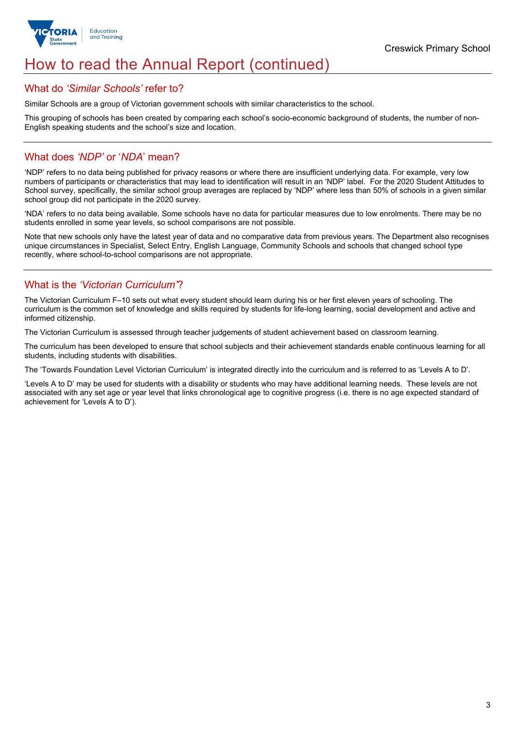# How to read the Annual Report (continued)

## What do *'Similar Schools'* refer to?

Similar Schools are a group of Victorian government schools with similar characteristics to the school.

This grouping of schools has been created by comparing each school's socio-economic background of students, the number of non-English speaking students and the school's size and location.

## What does *'NDP'* or '*NDA*' mean?

'NDP' refers to no data being published for privacy reasons or where there are insufficient underlying data. For example, very low numbers of participants or characteristics that may lead to identification will result in an 'NDP' label. For the 2020 Student Attitudes to School survey, specifically, the similar school group averages are replaced by 'NDP' where less than 50% of schools in a given similar school group did not participate in the 2020 survey.

'NDA' refers to no data being available. Some schools have no data for particular measures due to low enrolments. There may be no students enrolled in some year levels, so school comparisons are not possible.

Note that new schools only have the latest year of data and no comparative data from previous years. The Department also recognises unique circumstances in Specialist, Select Entry, English Language, Community Schools and schools that changed school type recently, where school-to-school comparisons are not appropriate.

## What is the *'Victorian Curriculum'*?

The Victorian Curriculum F–10 sets out what every student should learn during his or her first eleven years of schooling. The curriculum is the common set of knowledge and skills required by students for life-long learning, social development and active and informed citizenship.

The Victorian Curriculum is assessed through teacher judgements of student achievement based on classroom learning.

The curriculum has been developed to ensure that school subjects and their achievement standards enable continuous learning for all students, including students with disabilities.

The 'Towards Foundation Level Victorian Curriculum' is integrated directly into the curriculum and is referred to as 'Levels A to D'.

'Levels A to D' may be used for students with a disability or students who may have additional learning needs. These levels are not associated with any set age or year level that links chronological age to cognitive progress (i.e. there is no age expected standard of achievement for 'Levels A to D').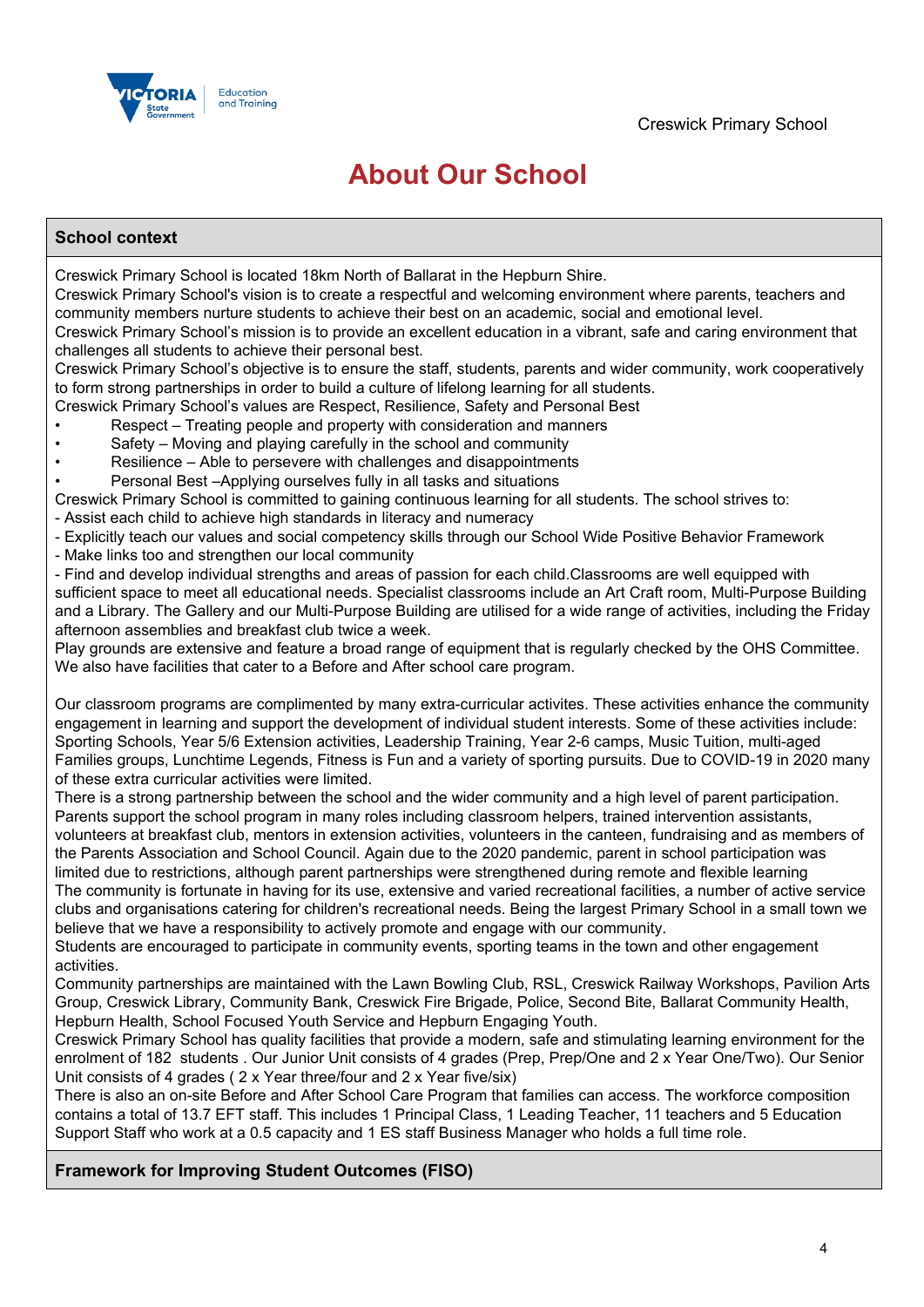# About Our School

## School context

Creswick Primary School is located 18km North of Ballarat in the Hepburn Shire.
Creswick Primary School's vision is to create a respectful and welcoming environment where parents, teachers and community members nurture students to achieve their best on an academic, social and emotional level.
Creswick Primary School's mission is to provide an excellent education in a vibrant, safe and caring environment that challenges all students to achieve their personal best.
Creswick Primary School's objective is to ensure the staff, students, parents and wider community, work cooperatively to form strong partnerships in order to build a culture of lifelong learning for all students.
Creswick Primary School's values are Respect, Resilience, Safety and Personal Best

- Respect – Treating people and property with consideration and manners
- Safety – Moving and playing carefully in the school and community
- Resilience – Able to persevere with challenges and disappointments
- Personal Best –Applying ourselves fully in all tasks and situations

Creswick Primary School is committed to gaining continuous learning for all students. The school strives to:
- Assist each child to achieve high standards in literacy and numeracy
- Explicitly teach our values and social competency skills through our School Wide Positive Behavior Framework
- Make links too and strengthen our local community
- Find and develop individual strengths and areas of passion for each child.Classrooms are well equipped with sufficient space to meet all educational needs. Specialist classrooms include an Art Craft room, Multi-Purpose Building and a Library. The Gallery and our Multi-Purpose Building are utilised for a wide range of activities, including the Friday afternoon assemblies and breakfast club twice a week.

Play grounds are extensive and feature a broad range of equipment that is regularly checked by the OHS Committee. We also have facilities that cater to a Before and After school care program.

Our classroom programs are complimented by many extra-curricular activites. These activities enhance the community engagement in learning and support the development of individual student interests. Some of these activities include: Sporting Schools, Year 5/6 Extension activities, Leadership Training, Year 2-6 camps, Music Tuition, multi-aged Families groups, Lunchtime Legends, Fitness is Fun and a variety of sporting pursuits. Due to COVID-19 in 2020 many of these extra curricular activities were limited.
There is a strong partnership between the school and the wider community and a high level of parent participation. Parents support the school program in many roles including classroom helpers, trained intervention assistants, volunteers at breakfast club, mentors in extension activities, volunteers in the canteen, fundraising and as members of the Parents Association and School Council. Again due to the 2020 pandemic, parent in school participation was limited due to restrictions, although parent partnerships were strengthened during remote and flexible learning
The community is fortunate in having for its use, extensive and varied recreational facilities, a number of active service clubs and organisations catering for children's recreational needs. Being the largest Primary School in a small town we believe that we have a responsibility to actively promote and engage with our community.
Students are encouraged to participate in community events, sporting teams in the town and other engagement activities.
Community partnerships are maintained with the Lawn Bowling Club, RSL, Creswick Railway Workshops, Pavilion Arts Group, Creswick Library, Community Bank, Creswick Fire Brigade, Police, Second Bite, Ballarat Community Health, Hepburn Health, School Focused Youth Service and Hepburn Engaging Youth.
Creswick Primary School has quality facilities that provide a modern, safe and stimulating learning environment for the enrolment of 182 students . Our Junior Unit consists of 4 grades (Prep, Prep/One and 2 x Year One/Two). Our Senior Unit consists of 4 grades ( 2 x Year three/four and 2 x Year five/six)
There is also an on-site Before and After School Care Program that families can access. The workforce composition contains a total of 13.7 EFT staff. This includes 1 Principal Class, 1 Leading Teacher, 11 teachers and 5 Education Support Staff who work at a 0.5 capacity and 1 ES staff Business Manager who holds a full time role.

## Framework for Improving Student Outcomes (FISO)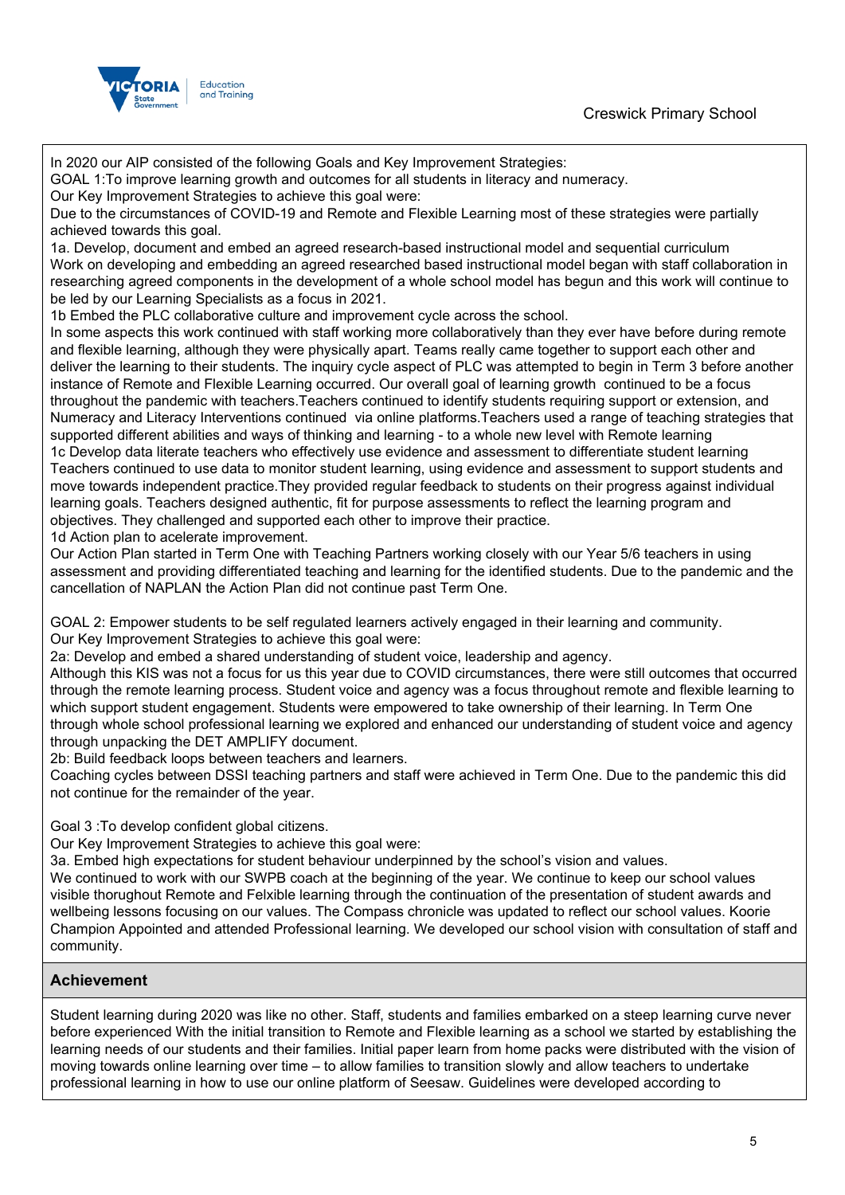In 2020 our AIP consisted of the following Goals and Key Improvement Strategies:

GOAL 1:To improve learning growth and outcomes for all students in literacy and numeracy.

Our Key Improvement Strategies to achieve this goal were:

Due to the circumstances of COVID-19 and Remote and Flexible Learning most of these strategies were partially achieved towards this goal.

1a. Develop, document and embed an agreed research-based instructional model and sequential curriculum

Work on developing and embedding an agreed researched based instructional model began with staff collaboration in researching agreed components in the development of a whole school model has begun and this work will continue to be led by our Learning Specialists as a focus in 2021.

1b Embed the PLC collaborative culture and improvement cycle across the school.

In some aspects this work continued with staff working more collaboratively than they ever have before during remote and flexible learning, although they were physically apart. Teams really came together to support each other and deliver the learning to their students. The inquiry cycle aspect of PLC was attempted to begin in Term 3 before another instance of Remote and Flexible Learning occurred. Our overall goal of learning growth continued to be a focus throughout the pandemic with teachers.Teachers continued to identify students requiring support or extension, and Numeracy and Literacy Interventions continued via online platforms.Teachers used a range of teaching strategies that supported different abilities and ways of thinking and learning - to a whole new level with Remote learning

1c Develop data literate teachers who effectively use evidence and assessment to differentiate student learning

Teachers continued to use data to monitor student learning, using evidence and assessment to support students and move towards independent practice.They provided regular feedback to students on their progress against individual learning goals. Teachers designed authentic, fit for purpose assessments to reflect the learning program and objectives. They challenged and supported each other to improve their practice.

1d Action plan to acelerate improvement.

Our Action Plan started in Term One with Teaching Partners working closely with our Year 5/6 teachers in using assessment and providing differentiated teaching and learning for the identified students. Due to the pandemic and the cancellation of NAPLAN the Action Plan did not continue past Term One.

GOAL 2: Empower students to be self regulated learners actively engaged in their learning and community.

Our Key Improvement Strategies to achieve this goal were:

2a: Develop and embed a shared understanding of student voice, leadership and agency.

Although this KIS was not a focus for us this year due to COVID circumstances, there were still outcomes that occurred through the remote learning process. Student voice and agency was a focus throughout remote and flexible learning to which support student engagement. Students were empowered to take ownership of their learning. In Term One through whole school professional learning we explored and enhanced our understanding of student voice and agency through unpacking the DET AMPLIFY document.

2b: Build feedback loops between teachers and learners.

Coaching cycles between DSSI teaching partners and staff were achieved in Term One. Due to the pandemic this did not continue for the remainder of the year.

Goal 3 :To develop confident global citizens.

Our Key Improvement Strategies to achieve this goal were:

3a. Embed high expectations for student behaviour underpinned by the school's vision and values.

We continued to work with our SWPB coach at the beginning of the year. We continue to keep our school values visible thorughout Remote and Felxible learning through the continuation of the presentation of student awards and wellbeing lessons focusing on our values. The Compass chronicle was updated to reflect our school values. Koorie Champion Appointed and attended Professional learning. We developed our school vision with consultation of staff and community.

## Achievement

Student learning during 2020 was like no other. Staff, students and families embarked on a steep learning curve never before experienced With the initial transition to Remote and Flexible learning as a school we started by establishing the learning needs of our students and their families. Initial paper learn from home packs were distributed with the vision of moving towards online learning over time – to allow families to transition slowly and allow teachers to undertake professional learning in how to use our online platform of Seesaw. Guidelines were developed according to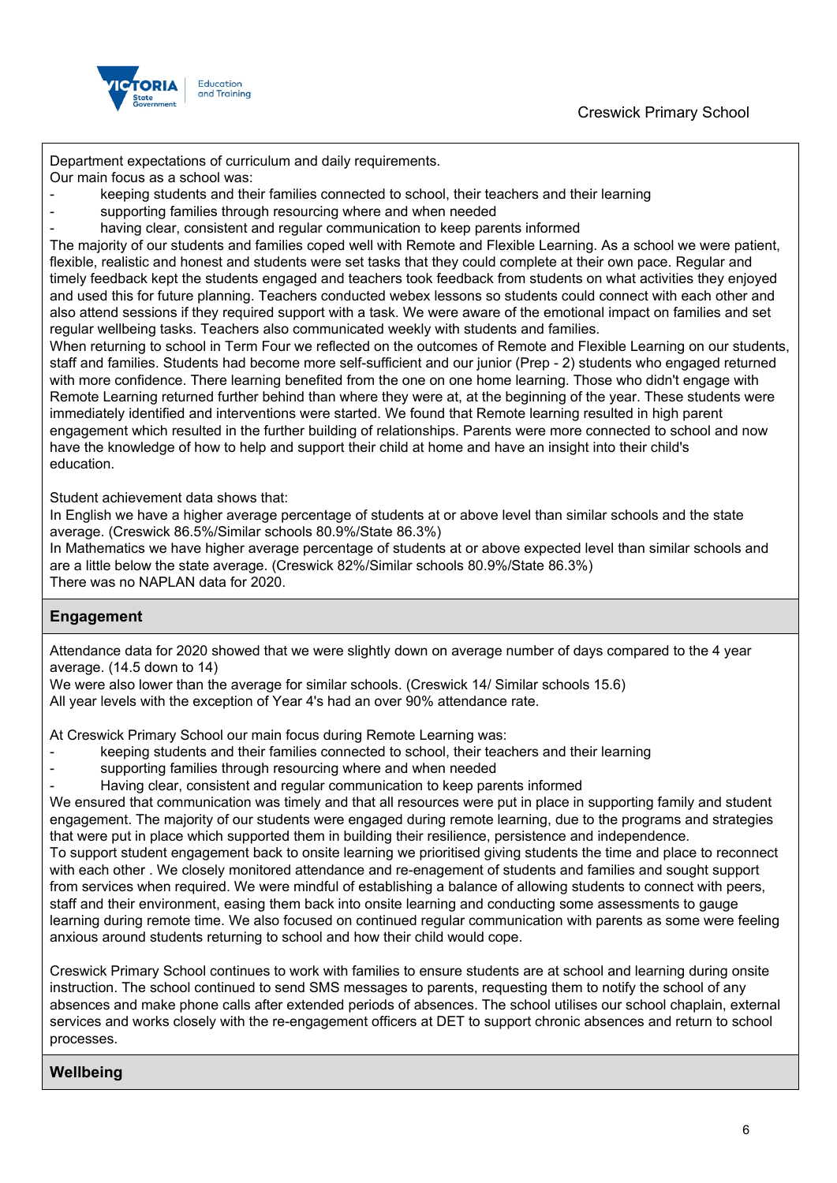Department expectations of curriculum and daily requirements.
Our main focus as a school was:

- keeping students and their families connected to school, their teachers and their learning
- supporting families through resourcing where and when needed
- having clear, consistent and regular communication to keep parents informed

The majority of our students and families coped well with Remote and Flexible Learning. As a school we were patient, flexible, realistic and honest and students were set tasks that they could complete at their own pace. Regular and timely feedback kept the students engaged and teachers took feedback from students on what activities they enjoyed and used this for future planning. Teachers conducted webex lessons so students could connect with each other and also attend sessions if they required support with a task. We were aware of the emotional impact on families and set regular wellbeing tasks. Teachers also communicated weekly with students and families.
When returning to school in Term Four we reflected on the outcomes of Remote and Flexible Learning on our students, staff and families. Students had become more self-sufficient and our junior (Prep - 2) students who engaged returned with more confidence. There learning benefited from the one on one home learning. Those who didn't engage with Remote Learning returned further behind than where they were at, at the beginning of the year. These students were immediately identified and interventions were started. We found that Remote learning resulted in high parent engagement which resulted in the further building of relationships. Parents were more connected to school and now have the knowledge of how to help and support their child at home and have an insight into their child's education.

Student achievement data shows that:
In English we have a higher average percentage of students at or above level than similar schools and the state average. (Creswick 86.5%/Similar schools 80.9%/State 86.3%)
In Mathematics we have higher average percentage of students at or above expected level than similar schools and are a little below the state average. (Creswick 82%/Similar schools 80.9%/State 86.3%)
There was no NAPLAN data for 2020.

## Engagement

Attendance data for 2020 showed that we were slightly down on average number of days compared to the 4 year average. (14.5 down to 14)
We were also lower than the average for similar schools. (Creswick 14/ Similar schools 15.6)
All year levels with the exception of Year 4's had an over 90% attendance rate.

At Creswick Primary School our main focus during Remote Learning was:

- keeping students and their families connected to school, their teachers and their learning
- supporting families through resourcing where and when needed
- Having clear, consistent and regular communication to keep parents informed

We ensured that communication was timely and that all resources were put in place in supporting family and student engagement. The majority of our students were engaged during remote learning, due to the programs and strategies that were put in place which supported them in building their resilience, persistence and independence.
To support student engagement back to onsite learning we prioritised giving students the time and place to reconnect with each other . We closely monitored attendance and re-enagement of students and families and sought support from services when required. We were mindful of establishing a balance of allowing students to connect with peers, staff and their environment, easing them back into onsite learning and conducting some assessments to gauge learning during remote time. We also focused on continued regular communication with parents as some were feeling anxious around students returning to school and how their child would cope.

Creswick Primary School continues to work with families to ensure students are at school and learning during onsite instruction. The school continued to send SMS messages to parents, requesting them to notify the school of any absences and make phone calls after extended periods of absences. The school utilises our school chaplain, external services and works closely with the re-engagement officers at DET to support chronic absences and return to school processes.

## Wellbeing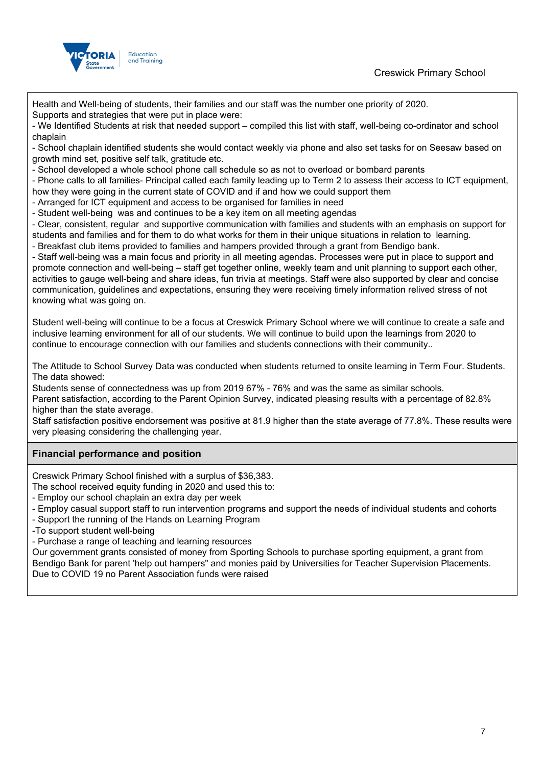Health and Well-being of students, their families and our staff was the number one priority of 2020.
Supports and strategies that were put in place were:

- We Identified Students at risk that needed support – compiled this list with staff, well-being co-ordinator and school chaplain
- School chaplain identified students she would contact weekly via phone and also set tasks for on Seesaw based on growth mind set, positive self talk, gratitude etc.
- School developed a whole school phone call schedule so as not to overload or bombard parents
- Phone calls to all families- Principal called each family leading up to Term 2 to assess their access to ICT equipment, how they were going in the current state of COVID and if and how we could support them
- Arranged for ICT equipment and access to be organised for families in need
- Student well-being was and continues to be a key item on all meeting agendas
- Clear, consistent, regular and supportive communication with families and students with an emphasis on support for students and families and for them to do what works for them in their unique situations in relation to learning.
- Breakfast club items provided to families and hampers provided through a grant from Bendigo bank.
- Staff well-being was a main focus and priority in all meeting agendas. Processes were put in place to support and promote connection and well-being – staff get together online, weekly team and unit planning to support each other, activities to gauge well-being and share ideas, fun trivia at meetings. Staff were also supported by clear and concise communication, guidelines and expectations, ensuring they were receiving timely information relived stress of not knowing what was going on.

Student well-being will continue to be a focus at Creswick Primary School where we will continue to create a safe and inclusive learning environment for all of our students. We will continue to build upon the learnings from 2020 to continue to encourage connection with our families and students connections with their community..

The Attitude to School Survey Data was conducted when students returned to onsite learning in Term Four. Students. The data showed:
Students sense of connectedness was up from 2019 67% - 76% and was the same as similar schools.
Parent satisfaction, according to the Parent Opinion Survey, indicated pleasing results with a percentage of 82.8% higher than the state average.
Staff satisfaction positive endorsement was positive at 81.9 higher than the state average of 77.8%. These results were very pleasing considering the challenging year.

## Financial performance and position

Creswick Primary School finished with a surplus of $36,383.
The school received equity funding in 2020 and used this to:

- Employ our school chaplain an extra day per week
- Employ casual support staff to run intervention programs and support the needs of individual students and cohorts
- Support the running of the Hands on Learning Program
- To support student well-being
- Purchase a range of teaching and learning resources

Our government grants consisted of money from Sporting Schools to purchase sporting equipment, a grant from Bendigo Bank for parent 'help out hampers" and monies paid by Universities for Teacher Supervision Placements.
Due to COVID 19 no Parent Association funds were raised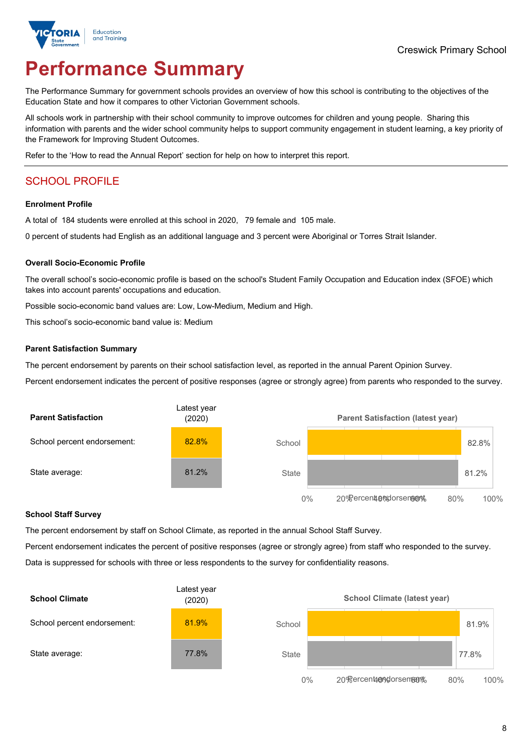Creswick Primary School

# Performance Summary

The Performance Summary for government schools provides an overview of how this school is contributing to the objectives of the Education State and how it compares to other Victorian Government schools.

All schools work in partnership with their school community to improve outcomes for children and young people. Sharing this information with parents and the wider school community helps to support community engagement in student learning, a key priority of the Framework for Improving Student Outcomes.

Refer to the 'How to read the Annual Report' section for help on how to interpret this report.

## SCHOOL PROFILE

### Enrolment Profile

A total of 184 students were enrolled at this school in 2020, 79 female and 105 male.

0 percent of students had English as an additional language and 3 percent were Aboriginal or Torres Strait Islander.

### Overall Socio-Economic Profile

The overall school's socio-economic profile is based on the school's Student Family Occupation and Education index (SFOE) which takes into account parents' occupations and education.

Possible socio-economic band values are: Low, Low-Medium, Medium and High.

This school's socio-economic band value is: Medium

### Parent Satisfaction Summary

The percent endorsement by parents on their school satisfaction level, as reported in the annual Parent Opinion Survey.

Percent endorsement indicates the percent of positive responses (agree or strongly agree) from parents who responded to the survey.

| Parent Satisfaction | Latest year (2020) |
|---|---|
| School percent endorsement: | 82.8% |
| State average: | 81.2% |

**Parent Satisfaction (latest year)**

| | Percent endorsement |
|---|---|
| School | 82.8% |
| State | 81.2% |

### School Staff Survey

The percent endorsement by staff on School Climate, as reported in the annual School Staff Survey.

Percent endorsement indicates the percent of positive responses (agree or strongly agree) from staff who responded to the survey.

Data is suppressed for schools with three or less respondents to the survey for confidentiality reasons.

| School Climate | Latest year (2020) |
|---|---|
| School percent endorsement: | 81.9% |
| State average: | 77.8% |

**School Climate (latest year)**

| | Percent endorsement |
|---|---|
| School | 81.9% |
| State | 77.8% |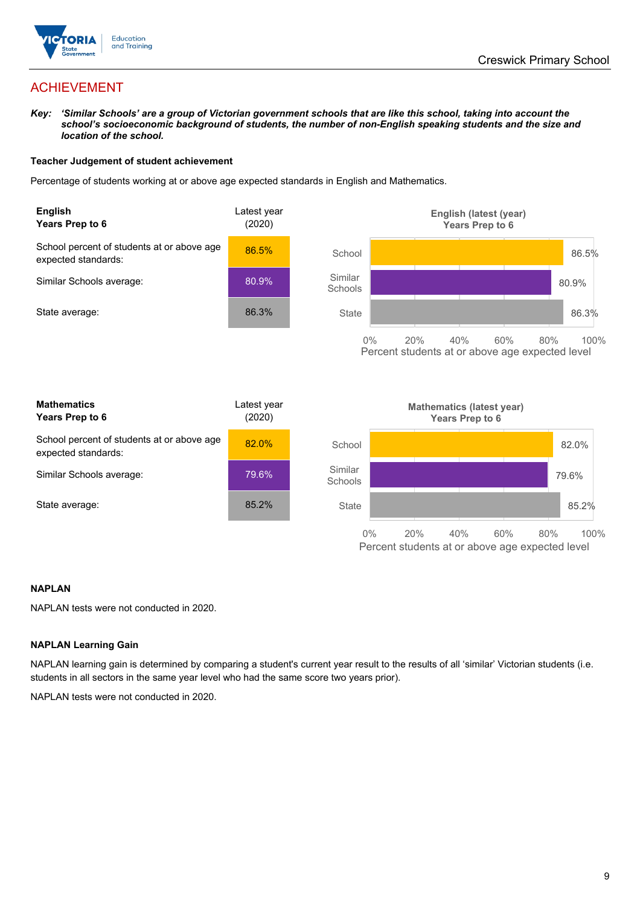## ACHIEVEMENT

***Key:** 'Similar Schools' are a group of Victorian government schools that are like this school, taking into account the school's socioeconomic background of students, the number of non-English speaking students and the size and location of the school.*

### Teacher Judgement of student achievement

Percentage of students working at or above age expected standards in English and Mathematics.

| English<br>Years Prep to 6 | Latest year (2020) |
|---|---|
| School percent of students at or above age expected standards: | 86.5% |
| Similar Schools average: | 80.9% |
| State average: | 86.3% |

| Mathematics<br>Years Prep to 6 | Latest year (2020) |
|---|---|
| School percent of students at or above age expected standards: | 82.0% |
| Similar Schools average: | 79.6% |
| State average: | 85.2% |

### NAPLAN

NAPLAN tests were not conducted in 2020.

### NAPLAN Learning Gain

NAPLAN learning gain is determined by comparing a student's current year result to the results of all 'similar' Victorian students (i.e. students in all sectors in the same year level who had the same score two years prior).

NAPLAN tests were not conducted in 2020.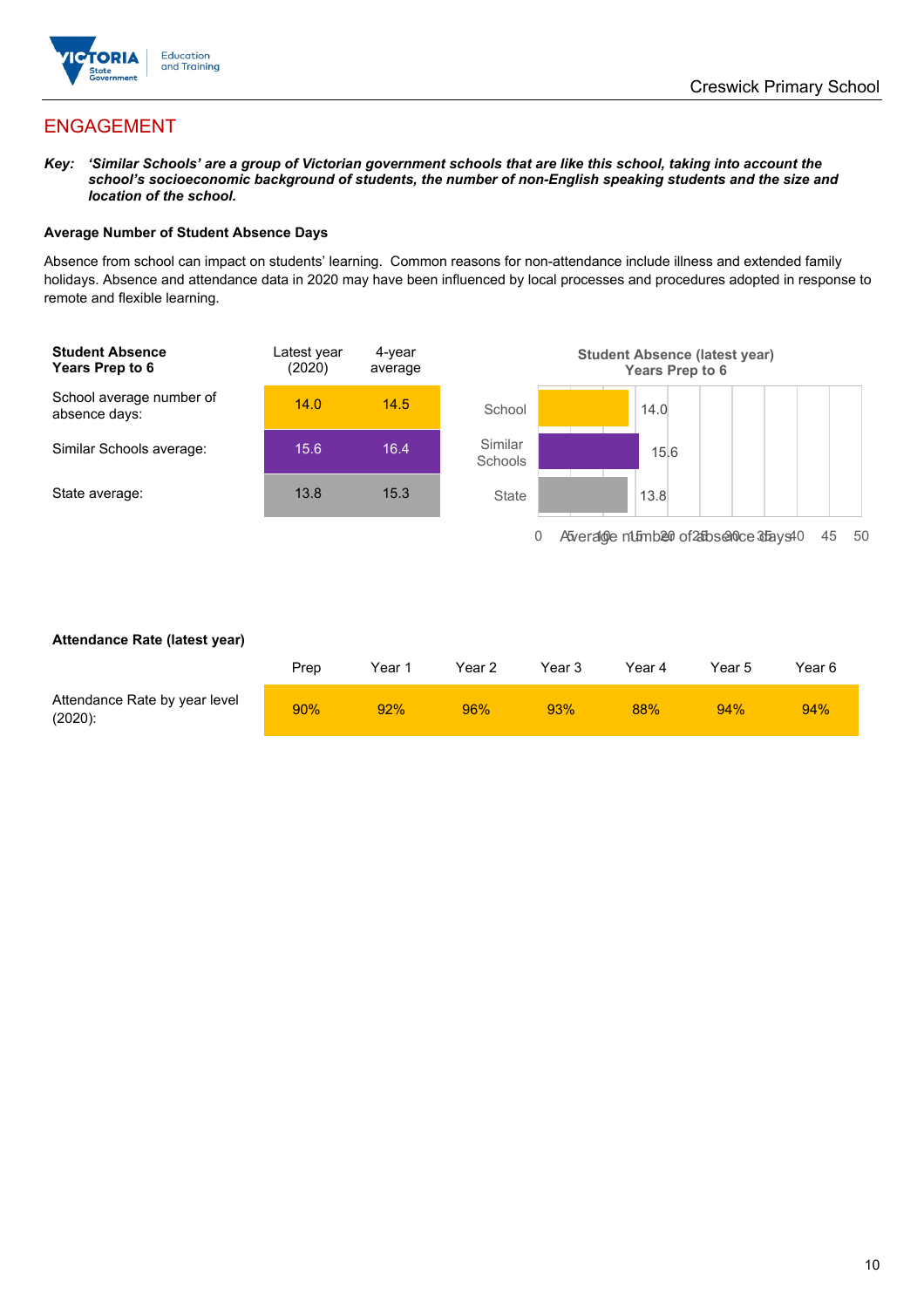## ENGAGEMENT

***Key:** 'Similar Schools' are a group of Victorian government schools that are like this school, taking into account the school's socioeconomic background of students, the number of non-English speaking students and the size and location of the school.*

**Average Number of Student Absence Days**

Absence from school can impact on students' learning. Common reasons for non-attendance include illness and extended family holidays. Absence and attendance data in 2020 may have been influenced by local processes and procedures adopted in response to remote and flexible learning.

| **Student Absence Years Prep to 6** | Latest year (2020) | 4-year average |
|---|---|---|
| School average number of absence days: | 14.0 | 14.5 |
| Similar Schools average: | 15.6 | 16.4 |
| State average: | 13.8 | 15.3 |

**Student Absence (latest year) Years Prep to 6**

| | Average number of absence days |
|---|---|
| School | 14.0 |
| Similar Schools | 15.6 |
| State | 13.8 |

**Attendance Rate (latest year)**

| | Prep | Year 1 | Year 2 | Year 3 | Year 4 | Year 5 | Year 6 |
|---|---|---|---|---|---|---|---|
| Attendance Rate by year level (2020): | 90% | 92% | 96% | 93% | 88% | 94% | 94% |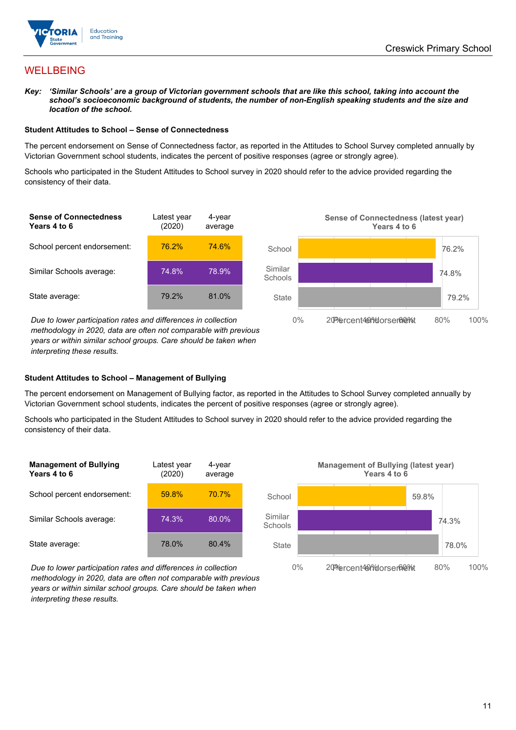## WELLBEING

***Key:** 'Similar Schools' are a group of Victorian government schools that are like this school, taking into account the school's socioeconomic background of students, the number of non-English speaking students and the size and location of the school.*

### Student Attitudes to School – Sense of Connectedness

The percent endorsement on Sense of Connectedness factor, as reported in the Attitudes to School Survey completed annually by Victorian Government school students, indicates the percent of positive responses (agree or strongly agree).

Schools who participated in the Student Attitudes to School survey in 2020 should refer to the advice provided regarding the consistency of their data.

| Sense of Connectedness Years 4 to 6 | Latest year (2020) | 4-year average |
|---|---|---|
| School percent endorsement: | 76.2% | 74.6% |
| Similar Schools average: | 74.8% | 78.9% |
| State average: | 79.2% | 81.0% |

*Due to lower participation rates and differences in collection methodology in 2020, data are often not comparable with previous years or within similar school groups. Care should be taken when interpreting these results.*

**Sense of Connectedness (latest year) Years 4 to 6**

| | Percent endorsement |
|---|---|
| School | 76.2% |
| Similar Schools | 74.8% |
| State | 79.2% |

### Student Attitudes to School – Management of Bullying

The percent endorsement on Management of Bullying factor, as reported in the Attitudes to School Survey completed annually by Victorian Government school students, indicates the percent of positive responses (agree or strongly agree).

Schools who participated in the Student Attitudes to School survey in 2020 should refer to the advice provided regarding the consistency of their data.

| Management of Bullying Years 4 to 6 | Latest year (2020) | 4-year average |
|---|---|---|
| School percent endorsement: | 59.8% | 70.7% |
| Similar Schools average: | 74.3% | 80.0% |
| State average: | 78.0% | 80.4% |

*Due to lower participation rates and differences in collection methodology in 2020, data are often not comparable with previous years or within similar school groups. Care should be taken when interpreting these results.*

**Management of Bullying (latest year) Years 4 to 6**

| | Percent endorsement |
|---|---|
| School | 59.8% |
| Similar Schools | 74.3% |
| State | 78.0% |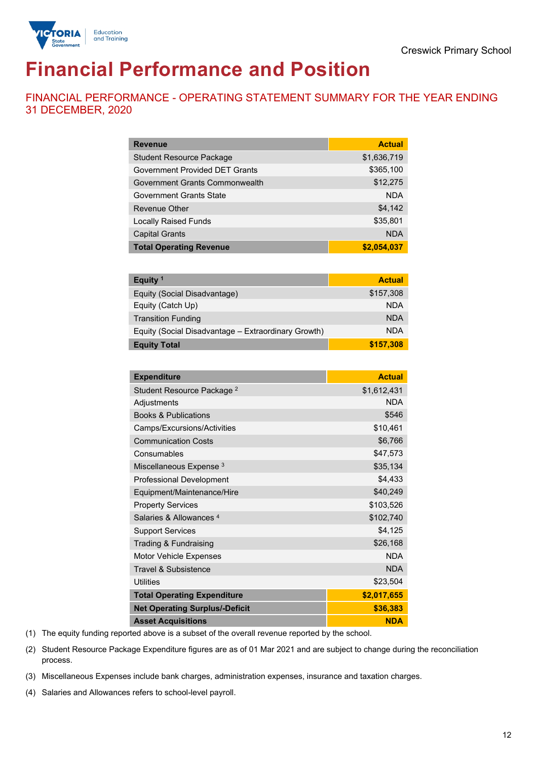Creswick Primary School

# Financial Performance and Position

## FINANCIAL PERFORMANCE - OPERATING STATEMENT SUMMARY FOR THE YEAR ENDING 31 DECEMBER, 2020

| Revenue | Actual |
|---|---|
| Student Resource Package | $1,636,719 |
| Government Provided DET Grants | $365,100 |
| Government Grants Commonwealth | $12,275 |
| Government Grants State | NDA |
| Revenue Other | $4,142 |
| Locally Raised Funds | $35,801 |
| Capital Grants | NDA |
| **Total Operating Revenue** | **$2,054,037** |

| Equity [1] | Actual |
|---|---|
| Equity (Social Disadvantage) | $157,308 |
| Equity (Catch Up) | NDA |
| Transition Funding | NDA |
| Equity (Social Disadvantage – Extraordinary Growth) | NDA |
| **Equity Total** | **$157,308** |

| Expenditure | Actual |
|---|---|
| Student Resource Package [2] | $1,612,431 |
| Adjustments | NDA |
| Books & Publications | $546 |
| Camps/Excursions/Activities | $10,461 |
| Communication Costs | $6,766 |
| Consumables | $47,573 |
| Miscellaneous Expense [3] | $35,134 |
| Professional Development | $4,433 |
| Equipment/Maintenance/Hire | $40,249 |
| Property Services | $103,526 |
| Salaries & Allowances [4] | $102,740 |
| Support Services | $4,125 |
| Trading & Fundraising | $26,168 |
| Motor Vehicle Expenses | NDA |
| Travel & Subsistence | NDA |
| Utilities | $23,504 |
| **Total Operating Expenditure** | **$2,017,655** |
| **Net Operating Surplus/-Deficit** | **$36,383** |
| **Asset Acquisitions** | **NDA** |

(1) The equity funding reported above is a subset of the overall revenue reported by the school.

(2) Student Resource Package Expenditure figures are as of 01 Mar 2021 and are subject to change during the reconciliation process.

(3) Miscellaneous Expenses include bank charges, administration expenses, insurance and taxation charges.

(4) Salaries and Allowances refers to school-level payroll.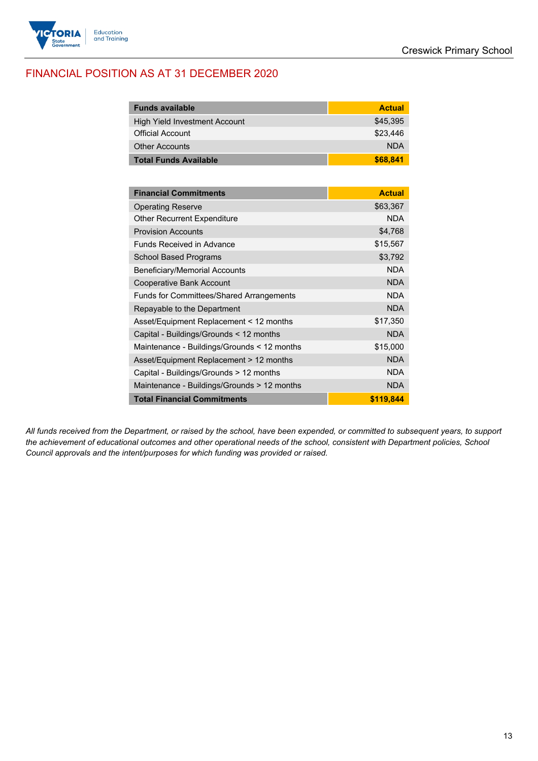# FINANCIAL POSITION AS AT 31 DECEMBER 2020

| Funds available | Actual |
|---|---|
| High Yield Investment Account | $45,395 |
| Official Account | $23,446 |
| Other Accounts | NDA |
| **Total Funds Available** | **$68,841** |

| Financial Commitments | Actual |
|---|---|
| Operating Reserve | $63,367 |
| Other Recurrent Expenditure | NDA |
| Provision Accounts | $4,768 |
| Funds Received in Advance | $15,567 |
| School Based Programs | $3,792 |
| Beneficiary/Memorial Accounts | NDA |
| Cooperative Bank Account | NDA |
| Funds for Committees/Shared Arrangements | NDA |
| Repayable to the Department | NDA |
| Asset/Equipment Replacement < 12 months | $17,350 |
| Capital - Buildings/Grounds < 12 months | NDA |
| Maintenance - Buildings/Grounds < 12 months | $15,000 |
| Asset/Equipment Replacement > 12 months | NDA |
| Capital - Buildings/Grounds > 12 months | NDA |
| Maintenance - Buildings/Grounds > 12 months | NDA |
| **Total Financial Commitments** | **$119,844** |

*All funds received from the Department, or raised by the school, have been expended, or committed to subsequent years, to support the achievement of educational outcomes and other operational needs of the school, consistent with Department policies, School Council approvals and the intent/purposes for which funding was provided or raised.*